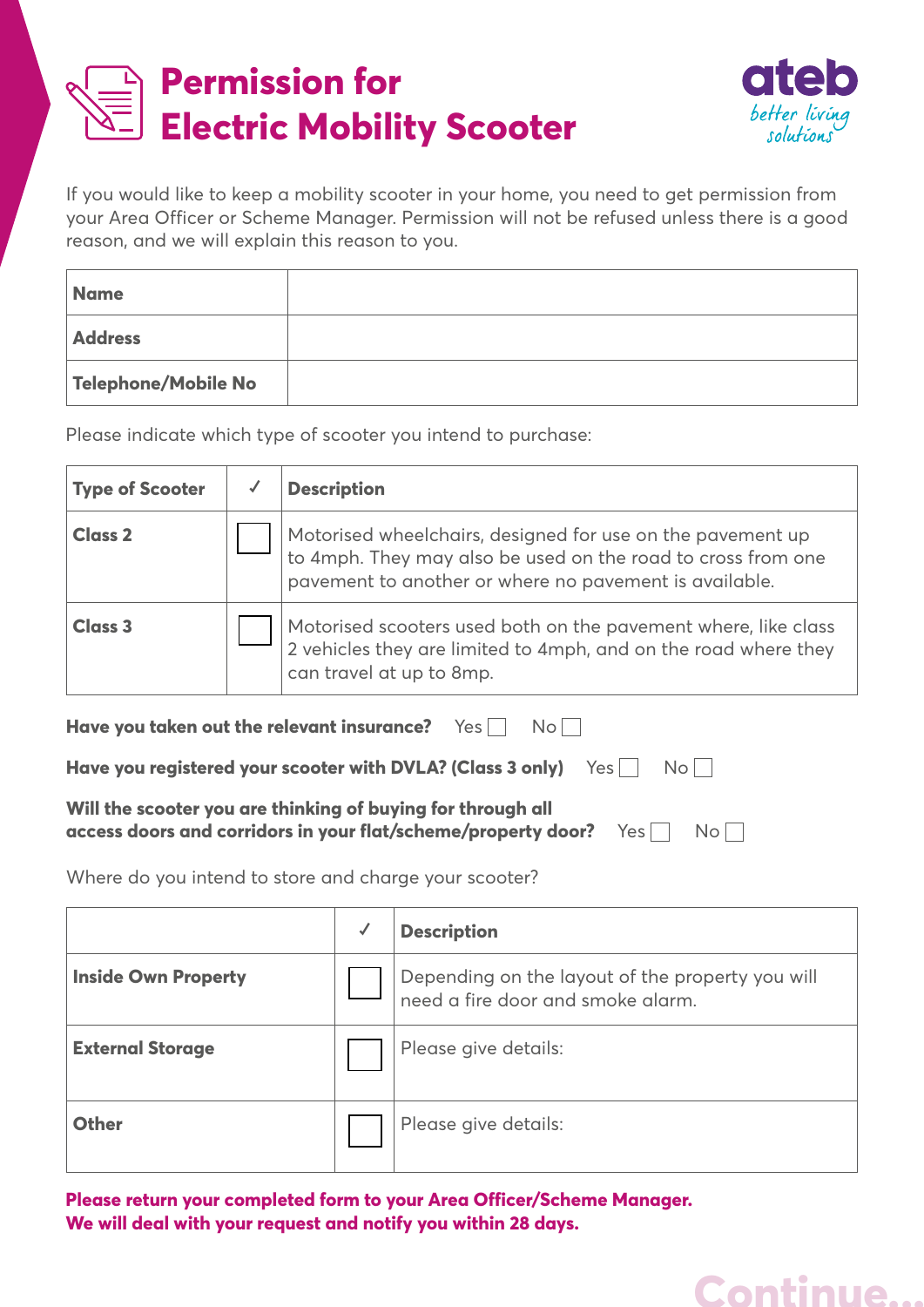# Permission for Electric Mobility Scooter

If you would like to keep a mobility scooter in your home, you need to get permission from your Area Officer or Scheme Manager. Permission will not be refused unless there is a good reason, and we will explain this reason to you.

| | |
|---|---|
| **Name** | |
| **Address** | |
| **Telephone/Mobile No** | |

Please indicate which type of scooter you intend to purchase:

| Type of Scooter | ✓ | Description |
|---|---|---|
| **Class 2** | ☐ | Motorised wheelchairs, designed for use on the pavement up to 4mph. They may also be used on the road to cross from one pavement to another or where no pavement is available. |
| **Class 3** | ☐ | Motorised scooters used both on the pavement where, like class 2 vehicles they are limited to 4mph, and on the road where they can travel at up to 8mp. |

**Have you taken out the relevant insurance?** Yes ☐ No ☐

**Have you registered your scooter with DVLA? (Class 3 only)** Yes ☐ No ☐

**Will the scooter you are thinking of buying for through all access doors and corridors in your flat/scheme/property door?** Yes ☐ No ☐

Where do you intend to store and charge your scooter?

| | ✓ | Description |
|---|---|---|
| **Inside Own Property** | ☐ | Depending on the layout of the property you will need a fire door and smoke alarm. |
| **External Storage** | ☐ | Please give details: |
| **Other** | ☐ | Please give details: |

**Please return your completed form to your Area Officer/Scheme Manager.**
**We will deal with your request and notify you within 28 days.**

Continue...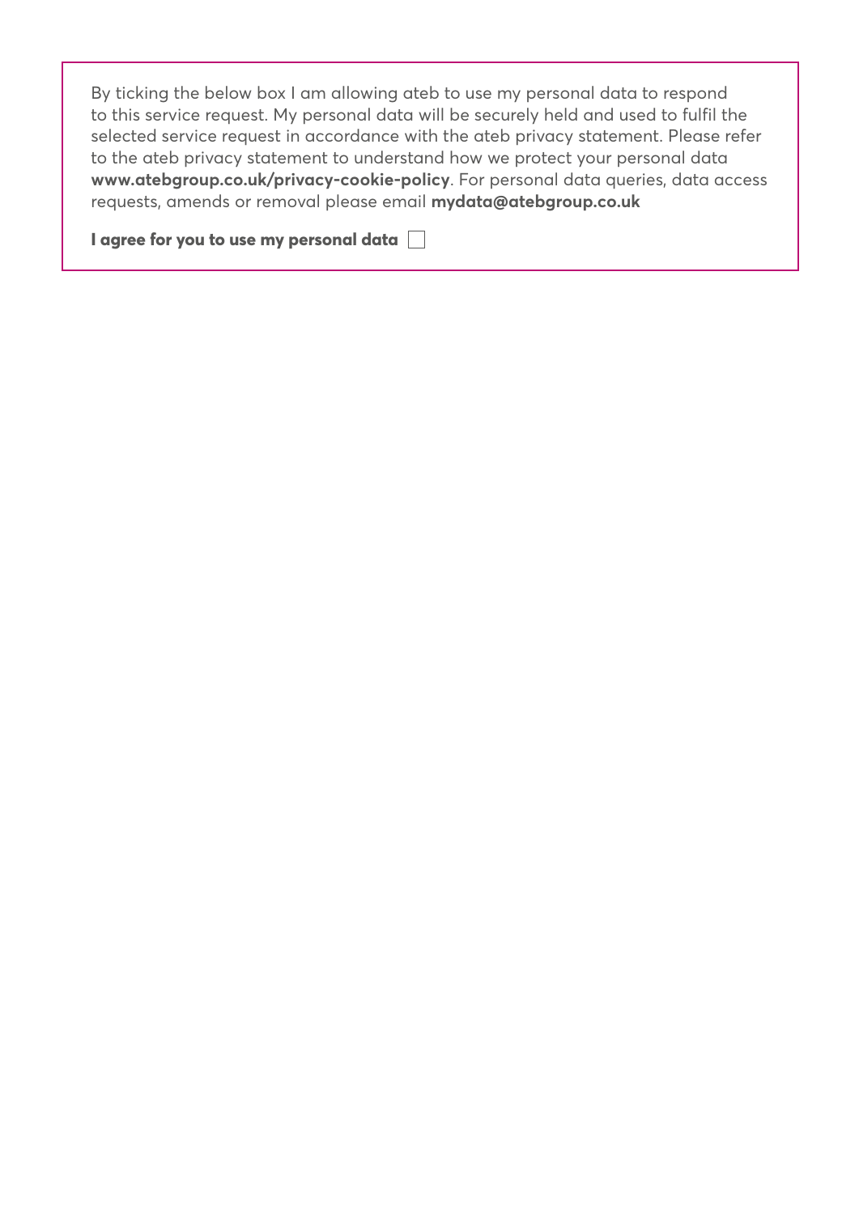By ticking the below box I am allowing ateb to use my personal data to respond to this service request. My personal data will be securely held and used to fulfil the selected service request in accordance with the ateb privacy statement. Please refer to the ateb privacy statement to understand how we protect your personal data **www.atebgroup.co.uk/privacy-cookie-policy**. For personal data queries, data access requests, amends or removal please email **mydata@atebgroup.co.uk**

**I agree for you to use my personal data** ☐